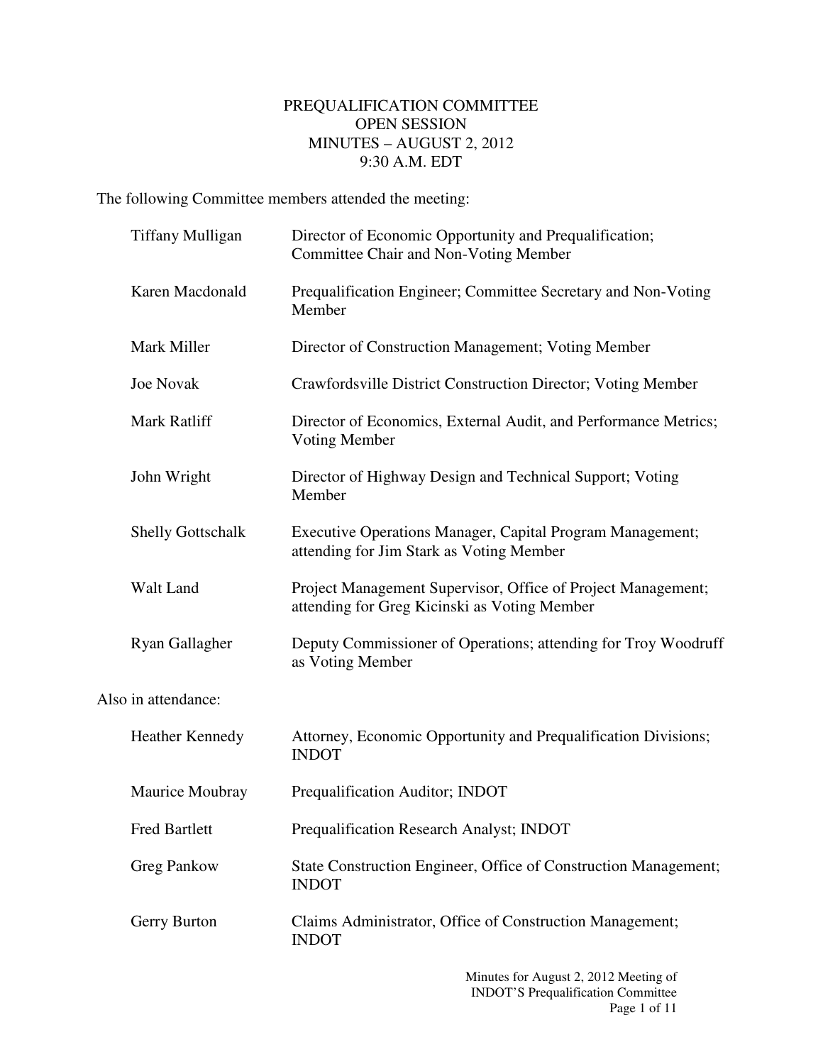# PREQUALIFICATION COMMITTEE
## OPEN SESSION
## MINUTES – AUGUST 2, 2012
## 9:30 A.M. EDT

The following Committee members attended the meeting:

| | |
|---|---|
| Tiffany Mulligan | Director of Economic Opportunity and Prequalification; Committee Chair and Non-Voting Member |
| Karen Macdonald | Prequalification Engineer; Committee Secretary and Non-Voting Member |
| Mark Miller | Director of Construction Management; Voting Member |
| Joe Novak | Crawfordsville District Construction Director; Voting Member |
| Mark Ratliff | Director of Economics, External Audit, and Performance Metrics; Voting Member |
| John Wright | Director of Highway Design and Technical Support; Voting Member |
| Shelly Gottschalk | Executive Operations Manager, Capital Program Management; attending for Jim Stark as Voting Member |
| Walt Land | Project Management Supervisor, Office of Project Management; attending for Greg Kicinski as Voting Member |
| Ryan Gallagher | Deputy Commissioner of Operations; attending for Troy Woodruff as Voting Member |

Also in attendance:

| | |
|---|---|
| Heather Kennedy | Attorney, Economic Opportunity and Prequalification Divisions; INDOT |
| Maurice Moubray | Prequalification Auditor; INDOT |
| Fred Bartlett | Prequalification Research Analyst; INDOT |
| Greg Pankow | State Construction Engineer, Office of Construction Management; INDOT |
| Gerry Burton | Claims Administrator, Office of Construction Management; INDOT |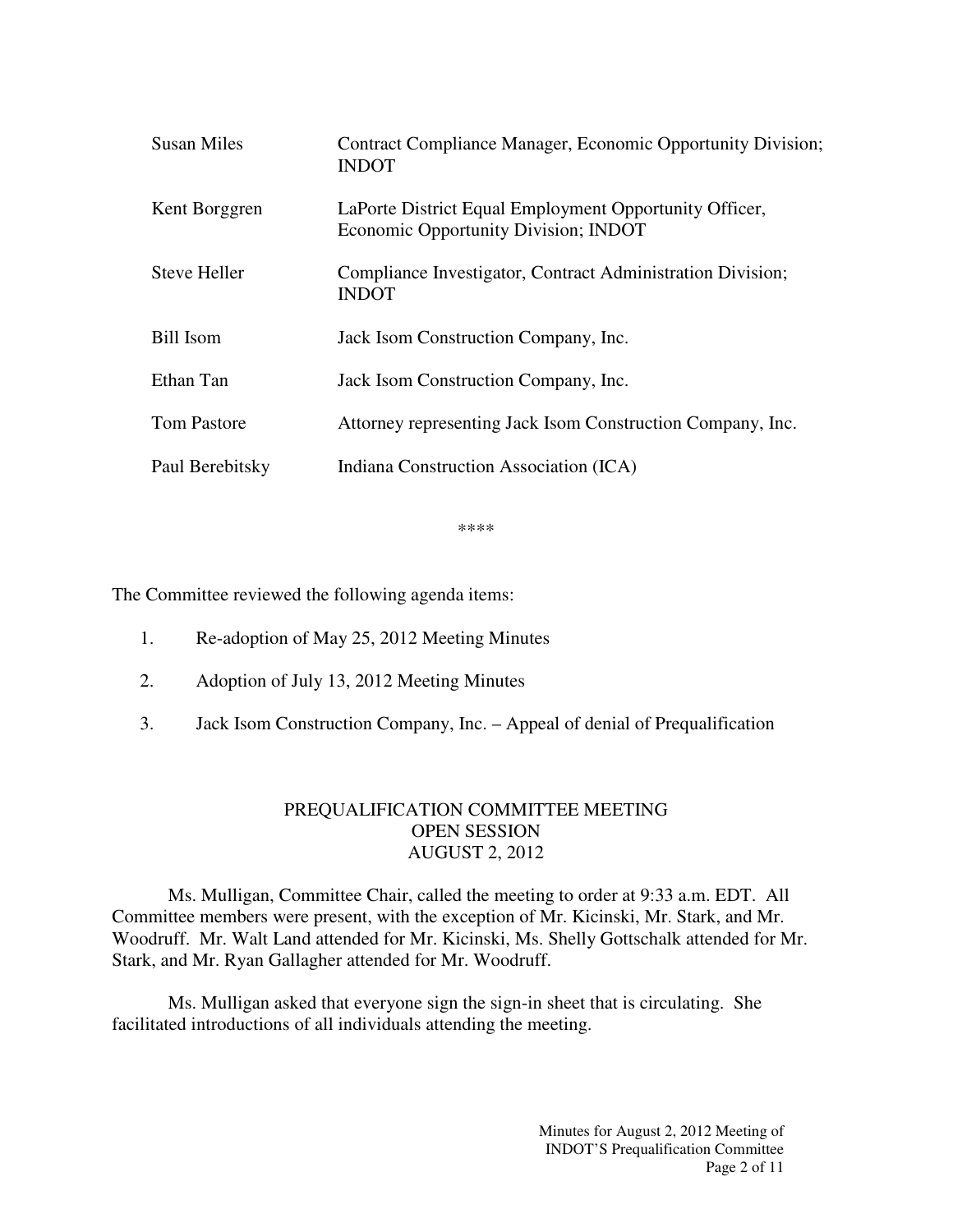| | |
|---|---|
| Susan Miles | Contract Compliance Manager, Economic Opportunity Division; INDOT |
| Kent Borggren | LaPorte District Equal Employment Opportunity Officer, Economic Opportunity Division; INDOT |
| Steve Heller | Compliance Investigator, Contract Administration Division; INDOT |
| Bill Isom | Jack Isom Construction Company, Inc. |
| Ethan Tan | Jack Isom Construction Company, Inc. |
| Tom Pastore | Attorney representing Jack Isom Construction Company, Inc. |
| Paul Berebitsky | Indiana Construction Association (ICA) |

****

The Committee reviewed the following agenda items:

1. Re-adoption of May 25, 2012 Meeting Minutes
2. Adoption of July 13, 2012 Meeting Minutes
3. Jack Isom Construction Company, Inc. – Appeal of denial of Prequalification

## PREQUALIFICATION COMMITTEE MEETING
## OPEN SESSION
## AUGUST 2, 2012

Ms. Mulligan, Committee Chair, called the meeting to order at 9:33 a.m. EDT. All Committee members were present, with the exception of Mr. Kicinski, Mr. Stark, and Mr. Woodruff. Mr. Walt Land attended for Mr. Kicinski, Ms. Shelly Gottschalk attended for Mr. Stark, and Mr. Ryan Gallagher attended for Mr. Woodruff.

Ms. Mulligan asked that everyone sign the sign-in sheet that is circulating. She facilitated introductions of all individuals attending the meeting.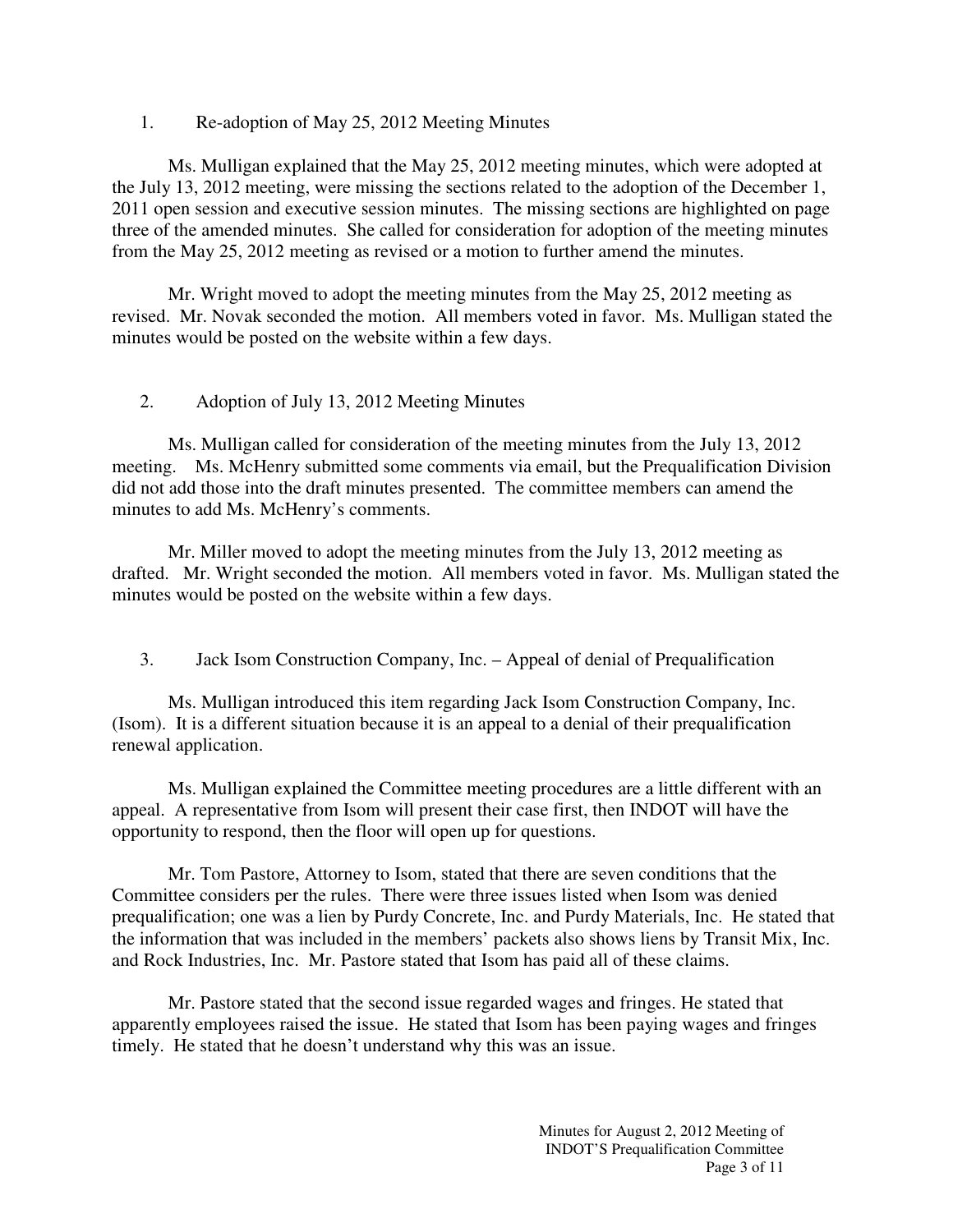1. Re-adoption of May 25, 2012 Meeting Minutes

Ms. Mulligan explained that the May 25, 2012 meeting minutes, which were adopted at the July 13, 2012 meeting, were missing the sections related to the adoption of the December 1, 2011 open session and executive session minutes. The missing sections are highlighted on page three of the amended minutes. She called for consideration for adoption of the meeting minutes from the May 25, 2012 meeting as revised or a motion to further amend the minutes.

Mr. Wright moved to adopt the meeting minutes from the May 25, 2012 meeting as revised. Mr. Novak seconded the motion. All members voted in favor. Ms. Mulligan stated the minutes would be posted on the website within a few days.

2. Adoption of July 13, 2012 Meeting Minutes

Ms. Mulligan called for consideration of the meeting minutes from the July 13, 2012 meeting. Ms. McHenry submitted some comments via email, but the Prequalification Division did not add those into the draft minutes presented. The committee members can amend the minutes to add Ms. McHenry's comments.

Mr. Miller moved to adopt the meeting minutes from the July 13, 2012 meeting as drafted. Mr. Wright seconded the motion. All members voted in favor. Ms. Mulligan stated the minutes would be posted on the website within a few days.

3. Jack Isom Construction Company, Inc. – Appeal of denial of Prequalification

Ms. Mulligan introduced this item regarding Jack Isom Construction Company, Inc. (Isom). It is a different situation because it is an appeal to a denial of their prequalification renewal application.

Ms. Mulligan explained the Committee meeting procedures are a little different with an appeal. A representative from Isom will present their case first, then INDOT will have the opportunity to respond, then the floor will open up for questions.

Mr. Tom Pastore, Attorney to Isom, stated that there are seven conditions that the Committee considers per the rules. There were three issues listed when Isom was denied prequalification; one was a lien by Purdy Concrete, Inc. and Purdy Materials, Inc. He stated that the information that was included in the members' packets also shows liens by Transit Mix, Inc. and Rock Industries, Inc. Mr. Pastore stated that Isom has paid all of these claims.

Mr. Pastore stated that the second issue regarded wages and fringes. He stated that apparently employees raised the issue. He stated that Isom has been paying wages and fringes timely. He stated that he doesn't understand why this was an issue.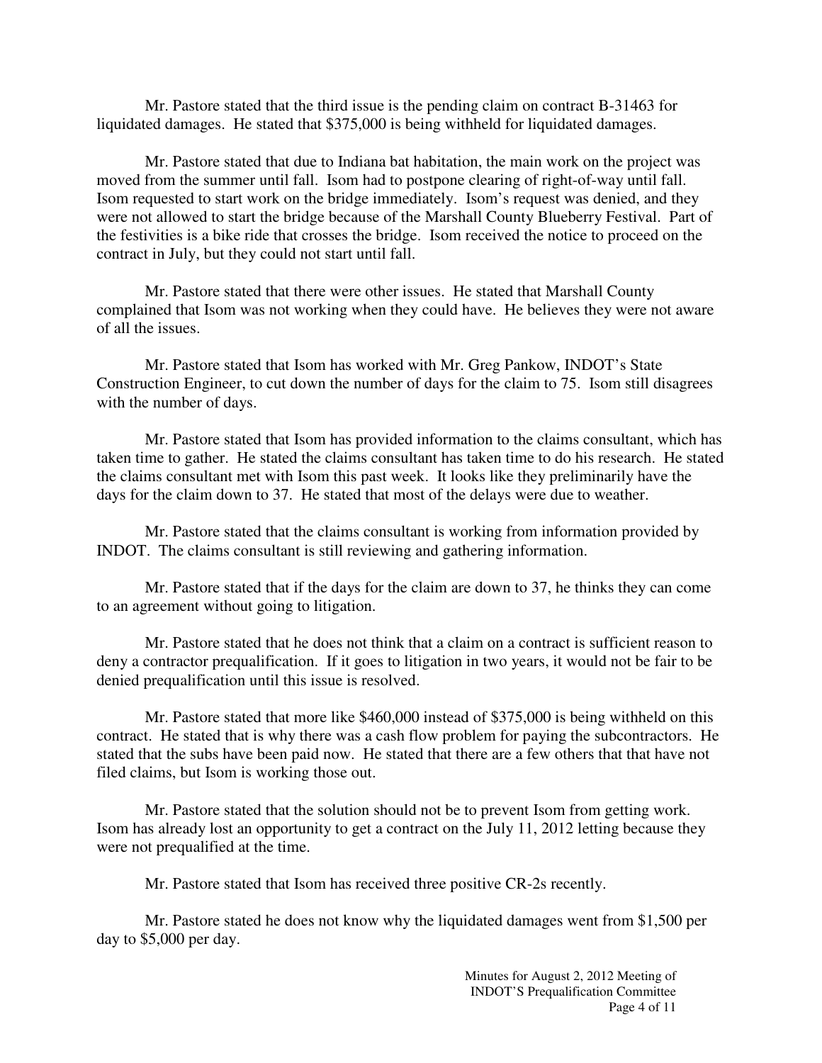Mr. Pastore stated that the third issue is the pending claim on contract B-31463 for liquidated damages. He stated that $375,000 is being withheld for liquidated damages.

Mr. Pastore stated that due to Indiana bat habitation, the main work on the project was moved from the summer until fall. Isom had to postpone clearing of right-of-way until fall. Isom requested to start work on the bridge immediately. Isom's request was denied, and they were not allowed to start the bridge because of the Marshall County Blueberry Festival. Part of the festivities is a bike ride that crosses the bridge. Isom received the notice to proceed on the contract in July, but they could not start until fall.

Mr. Pastore stated that there were other issues. He stated that Marshall County complained that Isom was not working when they could have. He believes they were not aware of all the issues.

Mr. Pastore stated that Isom has worked with Mr. Greg Pankow, INDOT's State Construction Engineer, to cut down the number of days for the claim to 75. Isom still disagrees with the number of days.

Mr. Pastore stated that Isom has provided information to the claims consultant, which has taken time to gather. He stated the claims consultant has taken time to do his research. He stated the claims consultant met with Isom this past week. It looks like they preliminarily have the days for the claim down to 37. He stated that most of the delays were due to weather.

Mr. Pastore stated that the claims consultant is working from information provided by INDOT. The claims consultant is still reviewing and gathering information.

Mr. Pastore stated that if the days for the claim are down to 37, he thinks they can come to an agreement without going to litigation.

Mr. Pastore stated that he does not think that a claim on a contract is sufficient reason to deny a contractor prequalification. If it goes to litigation in two years, it would not be fair to be denied prequalification until this issue is resolved.

Mr. Pastore stated that more like $460,000 instead of $375,000 is being withheld on this contract. He stated that is why there was a cash flow problem for paying the subcontractors. He stated that the subs have been paid now. He stated that there are a few others that that have not filed claims, but Isom is working those out.

Mr. Pastore stated that the solution should not be to prevent Isom from getting work. Isom has already lost an opportunity to get a contract on the July 11, 2012 letting because they were not prequalified at the time.

Mr. Pastore stated that Isom has received three positive CR-2s recently.

Mr. Pastore stated he does not know why the liquidated damages went from $1,500 per day to $5,000 per day.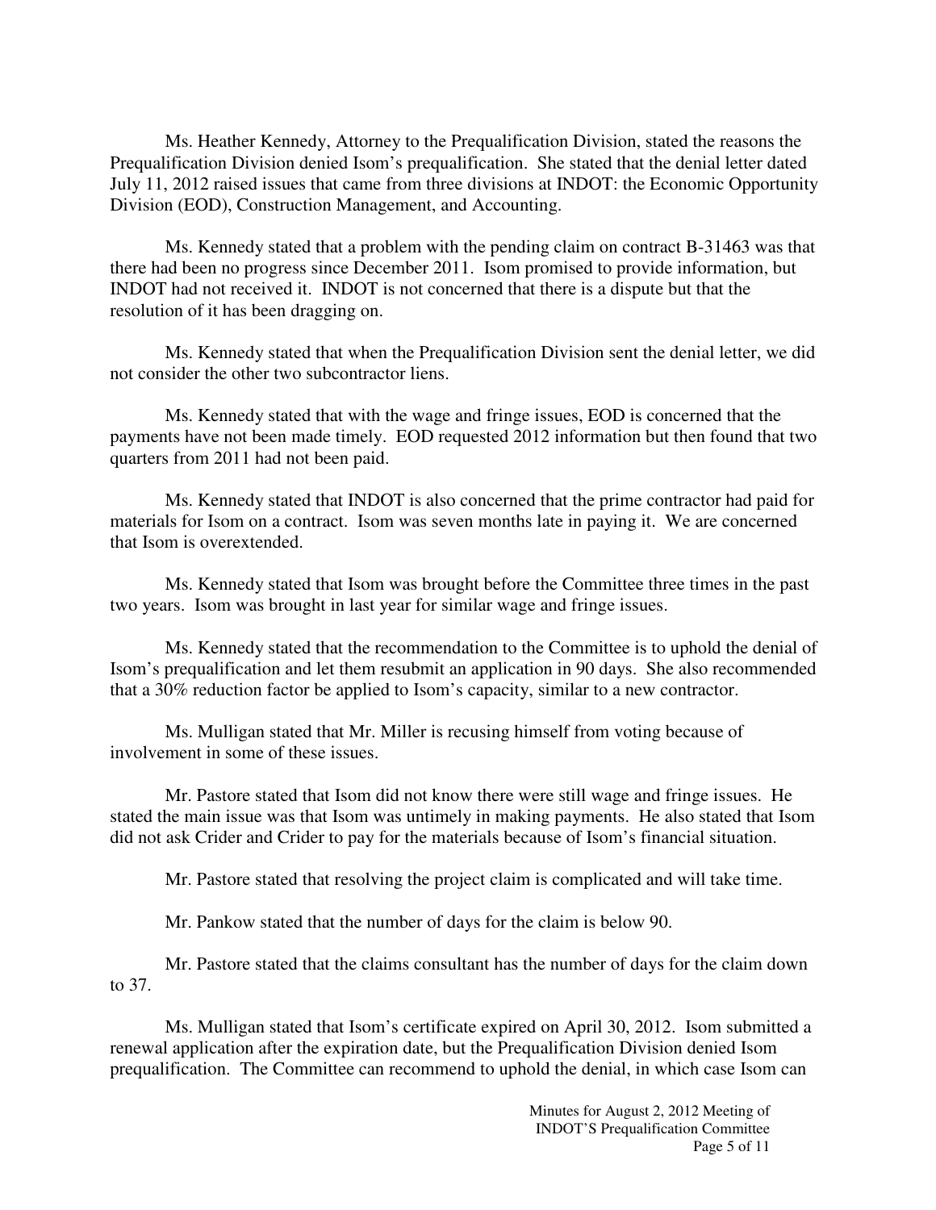Ms. Heather Kennedy, Attorney to the Prequalification Division, stated the reasons the Prequalification Division denied Isom's prequalification. She stated that the denial letter dated July 11, 2012 raised issues that came from three divisions at INDOT: the Economic Opportunity Division (EOD), Construction Management, and Accounting.

Ms. Kennedy stated that a problem with the pending claim on contract B-31463 was that there had been no progress since December 2011. Isom promised to provide information, but INDOT had not received it. INDOT is not concerned that there is a dispute but that the resolution of it has been dragging on.

Ms. Kennedy stated that when the Prequalification Division sent the denial letter, we did not consider the other two subcontractor liens.

Ms. Kennedy stated that with the wage and fringe issues, EOD is concerned that the payments have not been made timely. EOD requested 2012 information but then found that two quarters from 2011 had not been paid.

Ms. Kennedy stated that INDOT is also concerned that the prime contractor had paid for materials for Isom on a contract. Isom was seven months late in paying it. We are concerned that Isom is overextended.

Ms. Kennedy stated that Isom was brought before the Committee three times in the past two years. Isom was brought in last year for similar wage and fringe issues.

Ms. Kennedy stated that the recommendation to the Committee is to uphold the denial of Isom's prequalification and let them resubmit an application in 90 days. She also recommended that a 30% reduction factor be applied to Isom's capacity, similar to a new contractor.

Ms. Mulligan stated that Mr. Miller is recusing himself from voting because of involvement in some of these issues.

Mr. Pastore stated that Isom did not know there were still wage and fringe issues. He stated the main issue was that Isom was untimely in making payments. He also stated that Isom did not ask Crider and Crider to pay for the materials because of Isom's financial situation.

Mr. Pastore stated that resolving the project claim is complicated and will take time.

Mr. Pankow stated that the number of days for the claim is below 90.

Mr. Pastore stated that the claims consultant has the number of days for the claim down to 37.

Ms. Mulligan stated that Isom's certificate expired on April 30, 2012. Isom submitted a renewal application after the expiration date, but the Prequalification Division denied Isom prequalification. The Committee can recommend to uphold the denial, in which case Isom can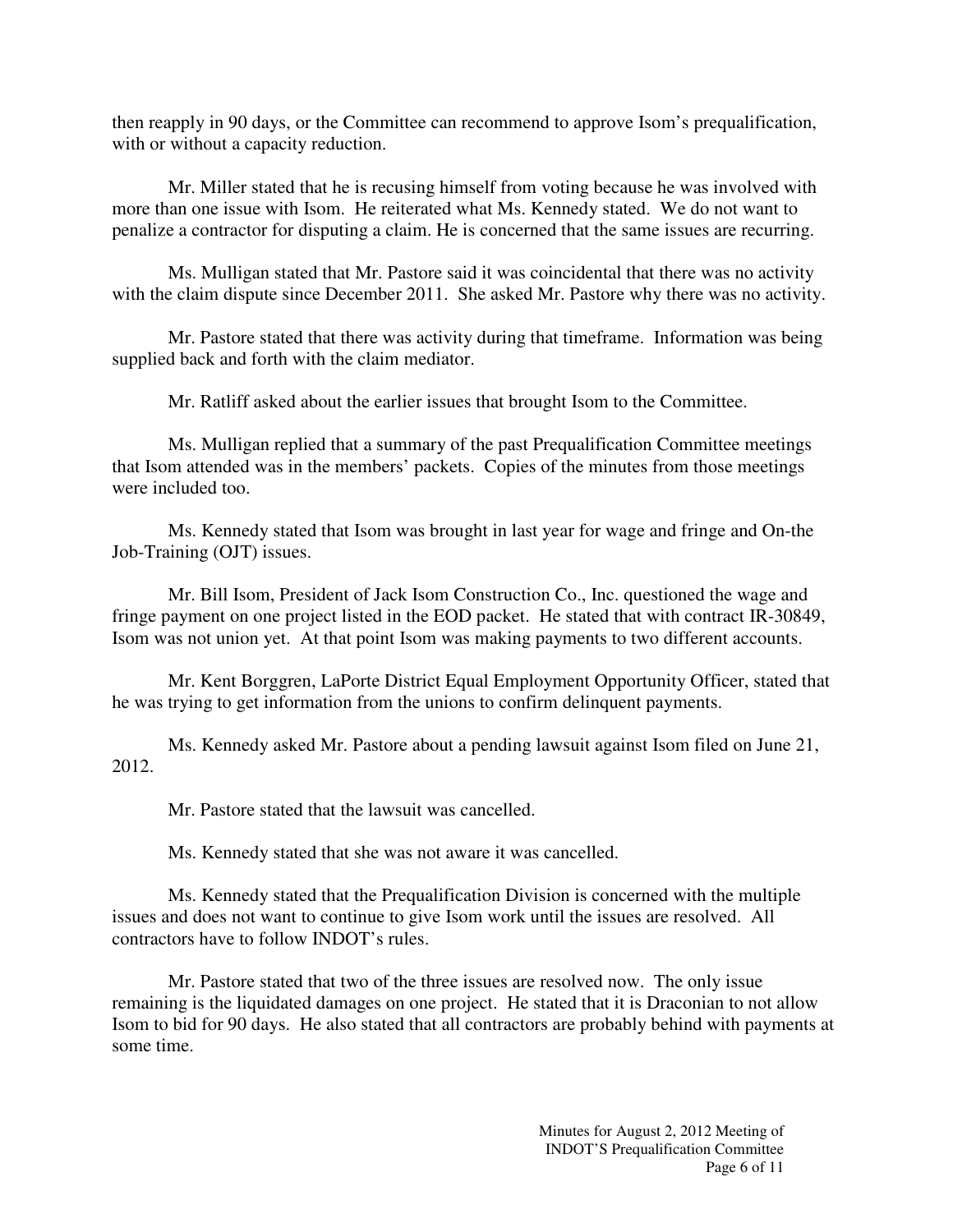then reapply in 90 days, or the Committee can recommend to approve Isom's prequalification, with or without a capacity reduction.

Mr. Miller stated that he is recusing himself from voting because he was involved with more than one issue with Isom. He reiterated what Ms. Kennedy stated. We do not want to penalize a contractor for disputing a claim. He is concerned that the same issues are recurring.

Ms. Mulligan stated that Mr. Pastore said it was coincidental that there was no activity with the claim dispute since December 2011. She asked Mr. Pastore why there was no activity.

Mr. Pastore stated that there was activity during that timeframe. Information was being supplied back and forth with the claim mediator.

Mr. Ratliff asked about the earlier issues that brought Isom to the Committee.

Ms. Mulligan replied that a summary of the past Prequalification Committee meetings that Isom attended was in the members' packets. Copies of the minutes from those meetings were included too.

Ms. Kennedy stated that Isom was brought in last year for wage and fringe and On-the Job-Training (OJT) issues.

Mr. Bill Isom, President of Jack Isom Construction Co., Inc. questioned the wage and fringe payment on one project listed in the EOD packet. He stated that with contract IR-30849, Isom was not union yet. At that point Isom was making payments to two different accounts.

Mr. Kent Borggren, LaPorte District Equal Employment Opportunity Officer, stated that he was trying to get information from the unions to confirm delinquent payments.

Ms. Kennedy asked Mr. Pastore about a pending lawsuit against Isom filed on June 21, 2012.

Mr. Pastore stated that the lawsuit was cancelled.

Ms. Kennedy stated that she was not aware it was cancelled.

Ms. Kennedy stated that the Prequalification Division is concerned with the multiple issues and does not want to continue to give Isom work until the issues are resolved. All contractors have to follow INDOT's rules.

Mr. Pastore stated that two of the three issues are resolved now. The only issue remaining is the liquidated damages on one project. He stated that it is Draconian to not allow Isom to bid for 90 days. He also stated that all contractors are probably behind with payments at some time.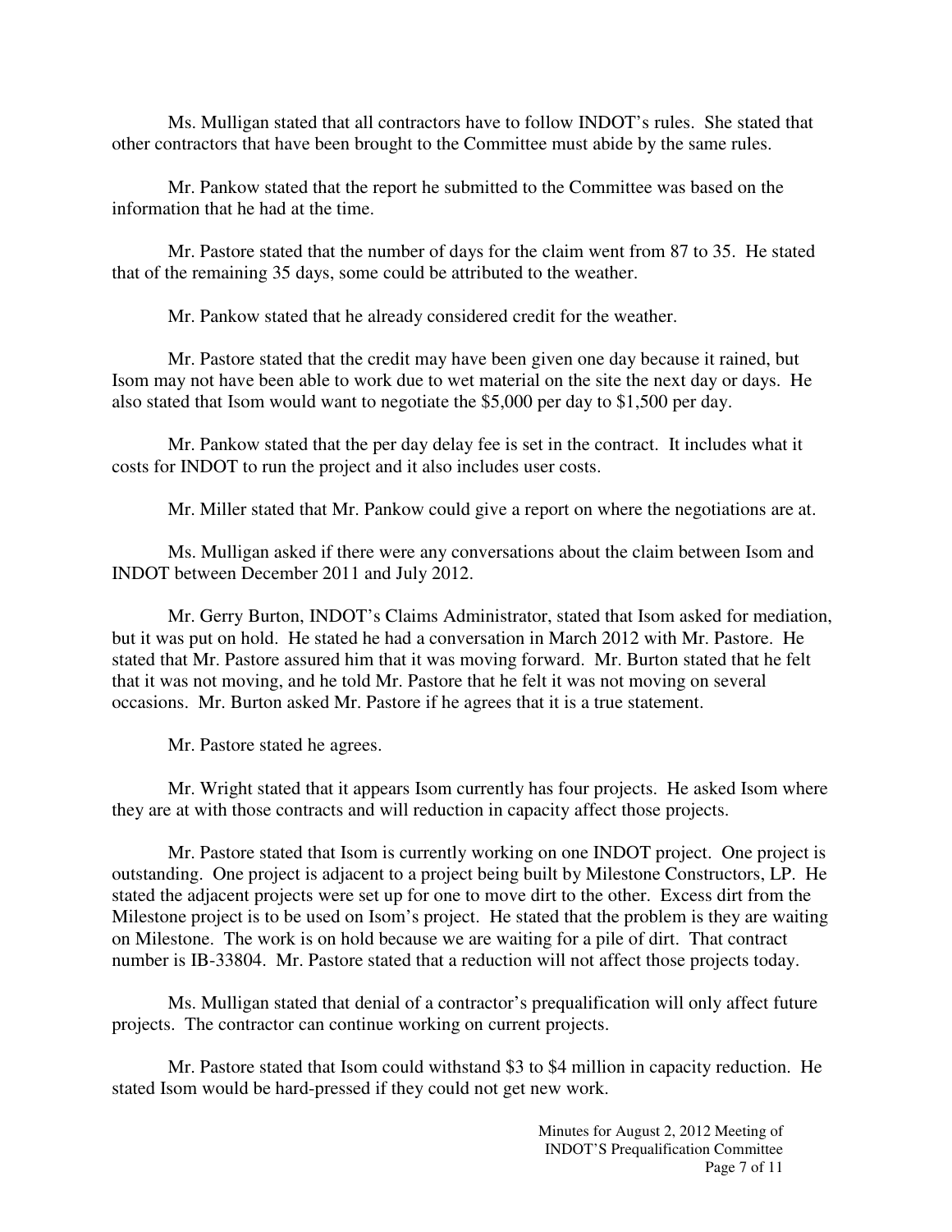Ms. Mulligan stated that all contractors have to follow INDOT's rules. She stated that other contractors that have been brought to the Committee must abide by the same rules.

Mr. Pankow stated that the report he submitted to the Committee was based on the information that he had at the time.

Mr. Pastore stated that the number of days for the claim went from 87 to 35. He stated that of the remaining 35 days, some could be attributed to the weather.

Mr. Pankow stated that he already considered credit for the weather.

Mr. Pastore stated that the credit may have been given one day because it rained, but Isom may not have been able to work due to wet material on the site the next day or days. He also stated that Isom would want to negotiate the $5,000 per day to $1,500 per day.

Mr. Pankow stated that the per day delay fee is set in the contract. It includes what it costs for INDOT to run the project and it also includes user costs.

Mr. Miller stated that Mr. Pankow could give a report on where the negotiations are at.

Ms. Mulligan asked if there were any conversations about the claim between Isom and INDOT between December 2011 and July 2012.

Mr. Gerry Burton, INDOT's Claims Administrator, stated that Isom asked for mediation, but it was put on hold. He stated he had a conversation in March 2012 with Mr. Pastore. He stated that Mr. Pastore assured him that it was moving forward. Mr. Burton stated that he felt that it was not moving, and he told Mr. Pastore that he felt it was not moving on several occasions. Mr. Burton asked Mr. Pastore if he agrees that it is a true statement.

Mr. Pastore stated he agrees.

Mr. Wright stated that it appears Isom currently has four projects. He asked Isom where they are at with those contracts and will reduction in capacity affect those projects.

Mr. Pastore stated that Isom is currently working on one INDOT project. One project is outstanding. One project is adjacent to a project being built by Milestone Constructors, LP. He stated the adjacent projects were set up for one to move dirt to the other. Excess dirt from the Milestone project is to be used on Isom's project. He stated that the problem is they are waiting on Milestone. The work is on hold because we are waiting for a pile of dirt. That contract number is IB-33804. Mr. Pastore stated that a reduction will not affect those projects today.

Ms. Mulligan stated that denial of a contractor's prequalification will only affect future projects. The contractor can continue working on current projects.

Mr. Pastore stated that Isom could withstand $3 to $4 million in capacity reduction. He stated Isom would be hard-pressed if they could not get new work.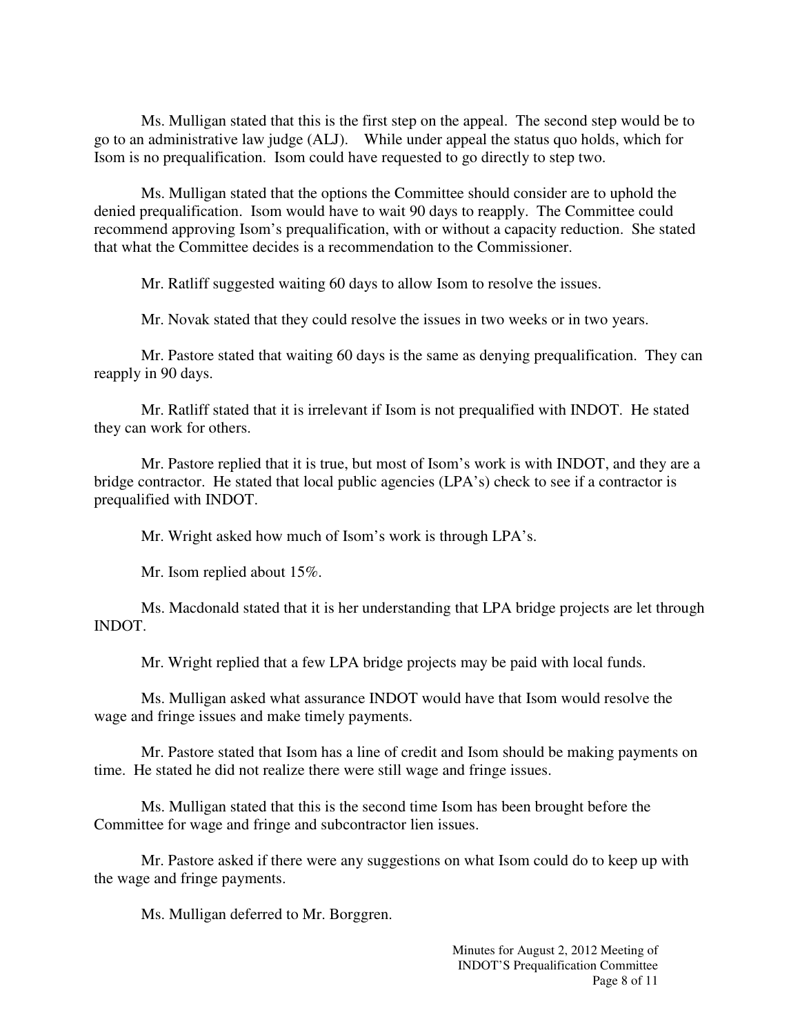Ms. Mulligan stated that this is the first step on the appeal. The second step would be to go to an administrative law judge (ALJ). While under appeal the status quo holds, which for Isom is no prequalification. Isom could have requested to go directly to step two.

Ms. Mulligan stated that the options the Committee should consider are to uphold the denied prequalification. Isom would have to wait 90 days to reapply. The Committee could recommend approving Isom's prequalification, with or without a capacity reduction. She stated that what the Committee decides is a recommendation to the Commissioner.

Mr. Ratliff suggested waiting 60 days to allow Isom to resolve the issues.

Mr. Novak stated that they could resolve the issues in two weeks or in two years.

Mr. Pastore stated that waiting 60 days is the same as denying prequalification. They can reapply in 90 days.

Mr. Ratliff stated that it is irrelevant if Isom is not prequalified with INDOT. He stated they can work for others.

Mr. Pastore replied that it is true, but most of Isom's work is with INDOT, and they are a bridge contractor. He stated that local public agencies (LPA's) check to see if a contractor is prequalified with INDOT.

Mr. Wright asked how much of Isom's work is through LPA's.

Mr. Isom replied about 15%.

Ms. Macdonald stated that it is her understanding that LPA bridge projects are let through INDOT.

Mr. Wright replied that a few LPA bridge projects may be paid with local funds.

Ms. Mulligan asked what assurance INDOT would have that Isom would resolve the wage and fringe issues and make timely payments.

Mr. Pastore stated that Isom has a line of credit and Isom should be making payments on time. He stated he did not realize there were still wage and fringe issues.

Ms. Mulligan stated that this is the second time Isom has been brought before the Committee for wage and fringe and subcontractor lien issues.

Mr. Pastore asked if there were any suggestions on what Isom could do to keep up with the wage and fringe payments.

Ms. Mulligan deferred to Mr. Borggren.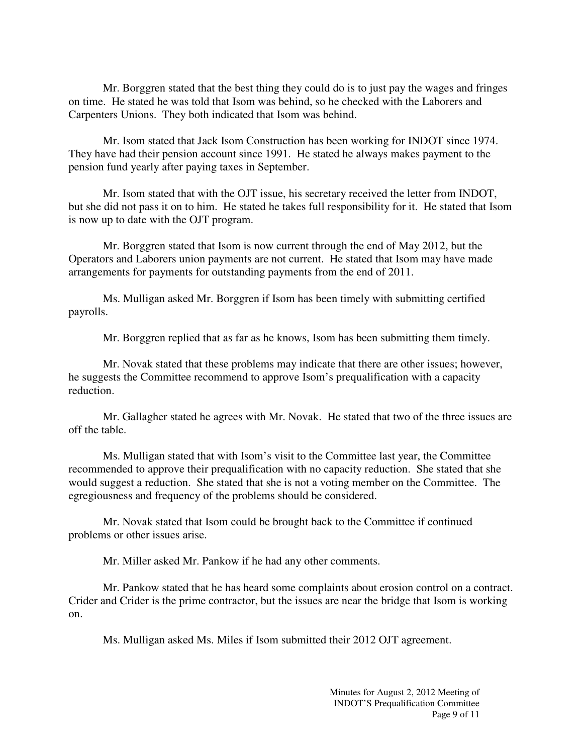Mr. Borggren stated that the best thing they could do is to just pay the wages and fringes on time. He stated he was told that Isom was behind, so he checked with the Laborers and Carpenters Unions. They both indicated that Isom was behind.

Mr. Isom stated that Jack Isom Construction has been working for INDOT since 1974. They have had their pension account since 1991. He stated he always makes payment to the pension fund yearly after paying taxes in September.

Mr. Isom stated that with the OJT issue, his secretary received the letter from INDOT, but she did not pass it on to him. He stated he takes full responsibility for it. He stated that Isom is now up to date with the OJT program.

Mr. Borggren stated that Isom is now current through the end of May 2012, but the Operators and Laborers union payments are not current. He stated that Isom may have made arrangements for payments for outstanding payments from the end of 2011.

Ms. Mulligan asked Mr. Borggren if Isom has been timely with submitting certified payrolls.

Mr. Borggren replied that as far as he knows, Isom has been submitting them timely.

Mr. Novak stated that these problems may indicate that there are other issues; however, he suggests the Committee recommend to approve Isom's prequalification with a capacity reduction.

Mr. Gallagher stated he agrees with Mr. Novak. He stated that two of the three issues are off the table.

Ms. Mulligan stated that with Isom's visit to the Committee last year, the Committee recommended to approve their prequalification with no capacity reduction. She stated that she would suggest a reduction. She stated that she is not a voting member on the Committee. The egregiousness and frequency of the problems should be considered.

Mr. Novak stated that Isom could be brought back to the Committee if continued problems or other issues arise.

Mr. Miller asked Mr. Pankow if he had any other comments.

Mr. Pankow stated that he has heard some complaints about erosion control on a contract. Crider and Crider is the prime contractor, but the issues are near the bridge that Isom is working on.

Ms. Mulligan asked Ms. Miles if Isom submitted their 2012 OJT agreement.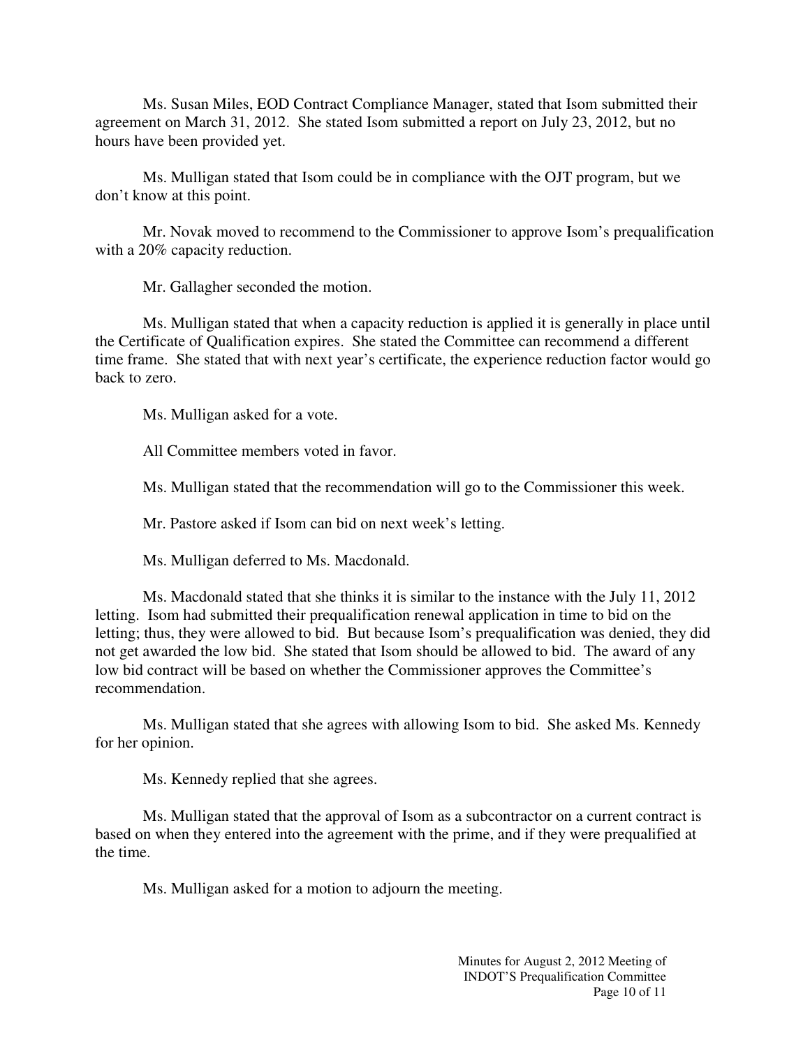Ms. Susan Miles, EOD Contract Compliance Manager, stated that Isom submitted their agreement on March 31, 2012. She stated Isom submitted a report on July 23, 2012, but no hours have been provided yet.

Ms. Mulligan stated that Isom could be in compliance with the OJT program, but we don't know at this point.

Mr. Novak moved to recommend to the Commissioner to approve Isom's prequalification with a 20% capacity reduction.

Mr. Gallagher seconded the motion.

Ms. Mulligan stated that when a capacity reduction is applied it is generally in place until the Certificate of Qualification expires. She stated the Committee can recommend a different time frame. She stated that with next year's certificate, the experience reduction factor would go back to zero.

Ms. Mulligan asked for a vote.

All Committee members voted in favor.

Ms. Mulligan stated that the recommendation will go to the Commissioner this week.

Mr. Pastore asked if Isom can bid on next week's letting.

Ms. Mulligan deferred to Ms. Macdonald.

Ms. Macdonald stated that she thinks it is similar to the instance with the July 11, 2012 letting. Isom had submitted their prequalification renewal application in time to bid on the letting; thus, they were allowed to bid. But because Isom's prequalification was denied, they did not get awarded the low bid. She stated that Isom should be allowed to bid. The award of any low bid contract will be based on whether the Commissioner approves the Committee's recommendation.

Ms. Mulligan stated that she agrees with allowing Isom to bid. She asked Ms. Kennedy for her opinion.

Ms. Kennedy replied that she agrees.

Ms. Mulligan stated that the approval of Isom as a subcontractor on a current contract is based on when they entered into the agreement with the prime, and if they were prequalified at the time.

Ms. Mulligan asked for a motion to adjourn the meeting.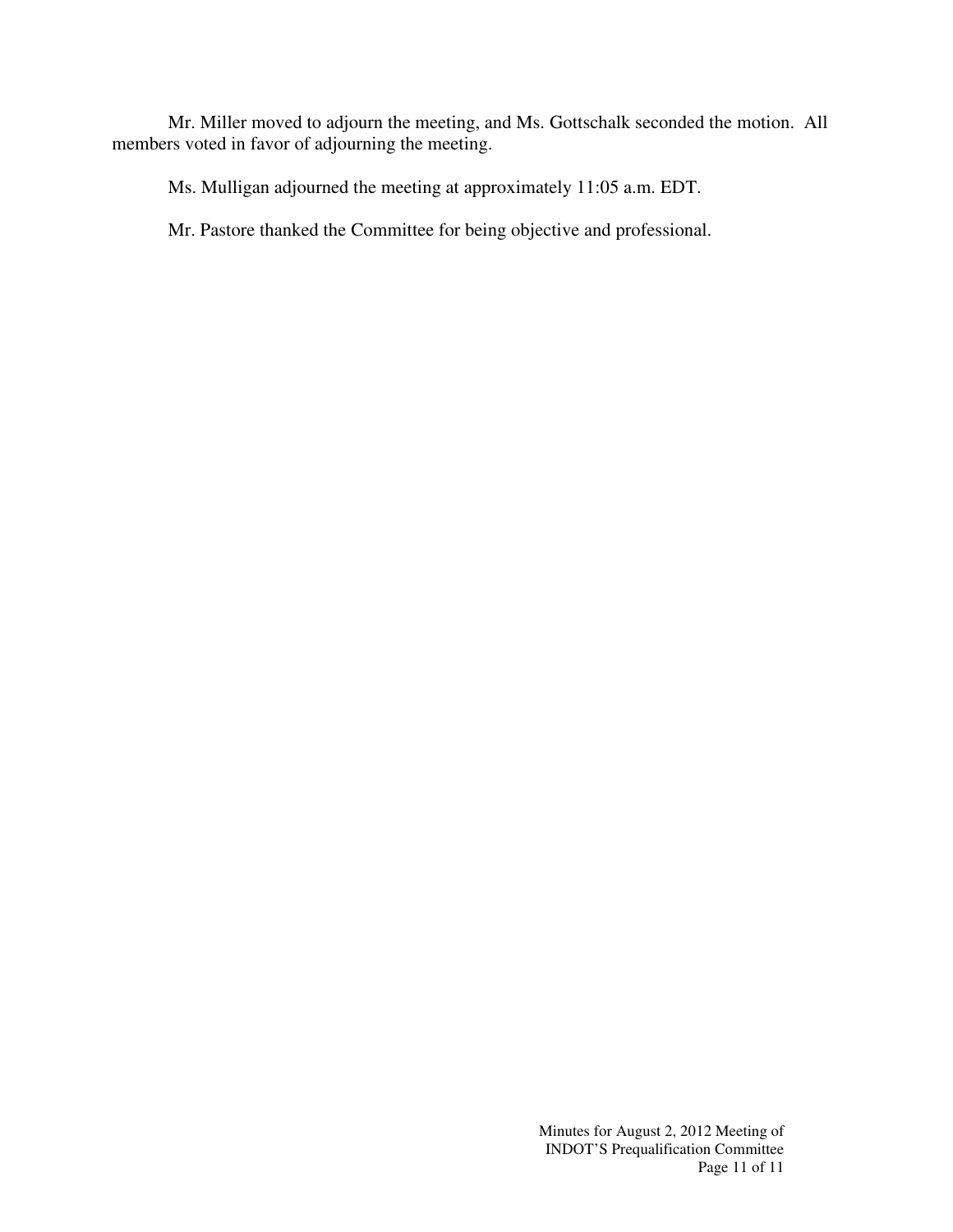Mr. Miller moved to adjourn the meeting, and Ms. Gottschalk seconded the motion. All members voted in favor of adjourning the meeting.

Ms. Mulligan adjourned the meeting at approximately 11:05 a.m. EDT.

Mr. Pastore thanked the Committee for being objective and professional.